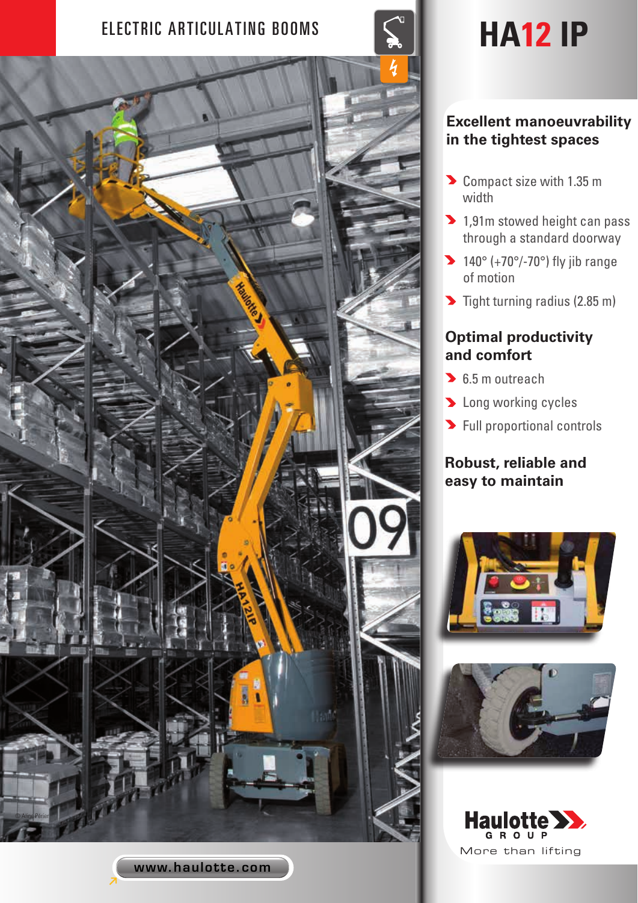ELECTRIC ARTICULATING BOOMS

# HA12 IP

## Excellent manoeuvrability in the tightest spaces

- Compact size with 1.35 m width
- 1,91m stowed height can pass through a standard doorway
- 140° (+70°/-70°) fly jib range of motion
- Tight turning radius (2.85 m)

## Optimal productivity and comfort

- 6.5 m outreach
- Long working cycles
- Full proportional controls

## Robust, reliable and easy to maintain

Haulotte GROUP

More than lifting

www.haulotte.com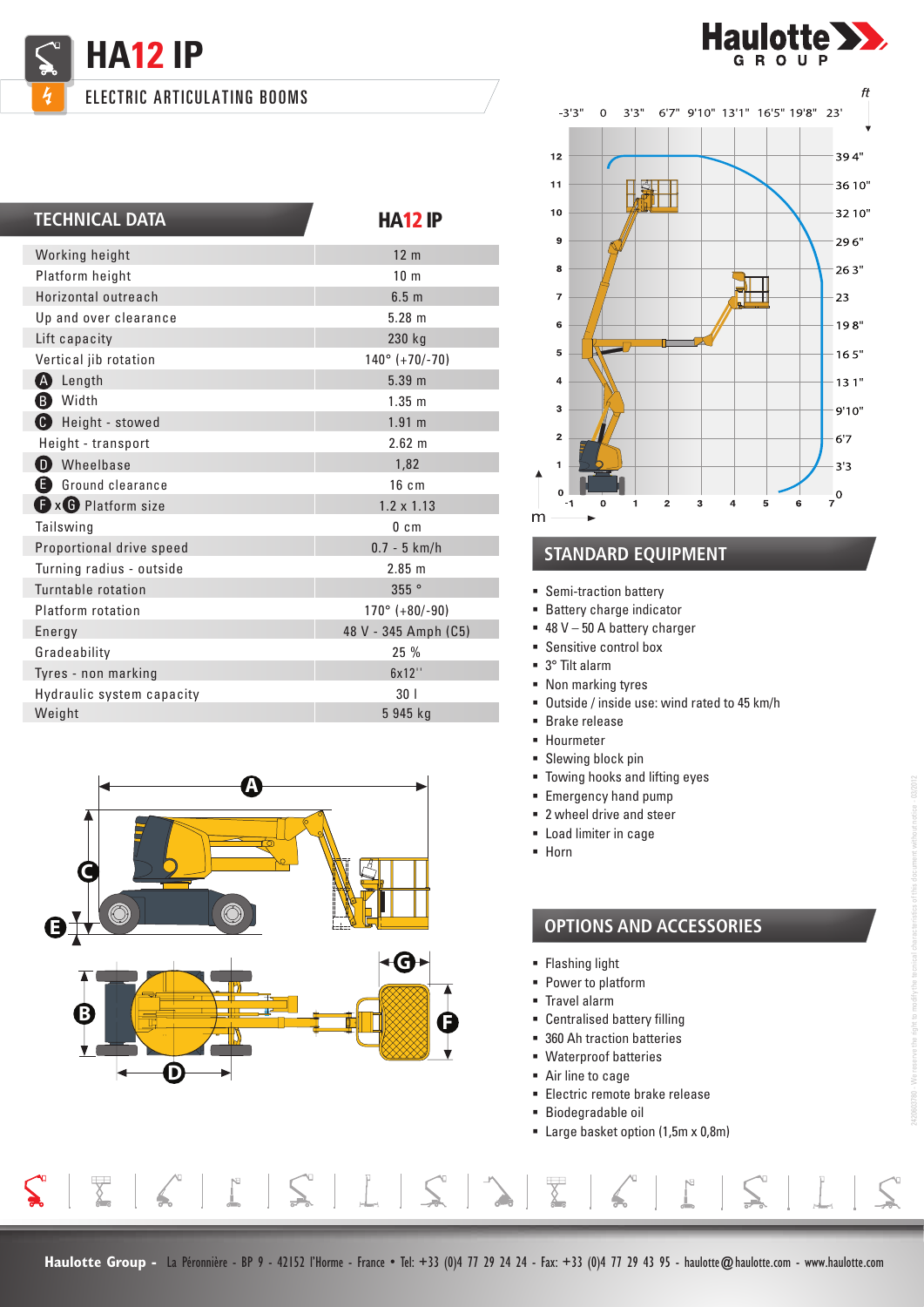# HA12 IP

ELECTRIC ARTICULATING BOOMS

## TECHNICAL DATA

| | HA12 IP |
|---|---|
| Working height | 12 m |
| Platform height | 10 m |
| Horizontal outreach | 6.5 m |
| Up and over clearance | 5.28 m |
| Lift capacity | 230 kg |
| Vertical jib rotation | 140° (+70/-70) |
| A Length | 5.39 m |
| B Width | 1.35 m |
| C Height - stowed | 1.91 m |
| Height - transport | 2.62 m |
| D Wheelbase | 1,82 |
| E Ground clearance | 16 cm |
| F x G Platform size | 1.2 x 1.13 |
| Tailswing | 0 cm |
| Proportional drive speed | 0.7 - 5 km/h |
| Turning radius - outside | 2.85 m |
| Turntable rotation | 355 ° |
| Platform rotation | 170° (+80/-90) |
| Energy | 48 V - 345 Amph (C5) |
| Gradeability | 25 % |
| Tyres - non marking | 6x12'' |
| Hydraulic system capacity | 30 l |
| Weight | 5 945 kg |

A
C
E
G
B
F
D

ft
-3'3" 0 3'3" 6'7" 9'10" 13'1" 16'5" 19'8" 23'
12 11 10 9 8 7 6 5 4 3 2 1 0
39 4" 36 10" 32 10" 29 6" 26 3" 23 19 8" 16 5" 13 1" 9'10" 6'7 3'3 0
-1 0 1 2 3 4 5 6 7
m

## STANDARD EQUIPMENT

- Semi-traction battery
- Battery charge indicator
- 48 V – 50 A battery charger
- Sensitive control box
- 3° Tilt alarm
- Non marking tyres
- Outside / inside use: wind rated to 45 km/h
- Brake release
- Hourmeter
- Slewing block pin
- Towing hooks and lifting eyes
- Emergency hand pump
- 2 wheel drive and steer
- Load limiter in cage
- Horn

## OPTIONS AND ACCESSORIES

- Flashing light
- Power to platform
- Travel alarm
- Centralised battery filling
- 360 Ah traction batteries
- Waterproof batteries
- Air line to cage
- Electric remote brake release
- Biodegradable oil
- Large basket option (1,5m x 0,8m)

**Haulotte Group** - La Péronnière - BP 9 - 42152 l'Horme - France • Tel: +33 (0)4 77 29 24 24 - Fax: +33 (0)4 77 29 43 95 - haulotte@haulotte.com - www.haulotte.com